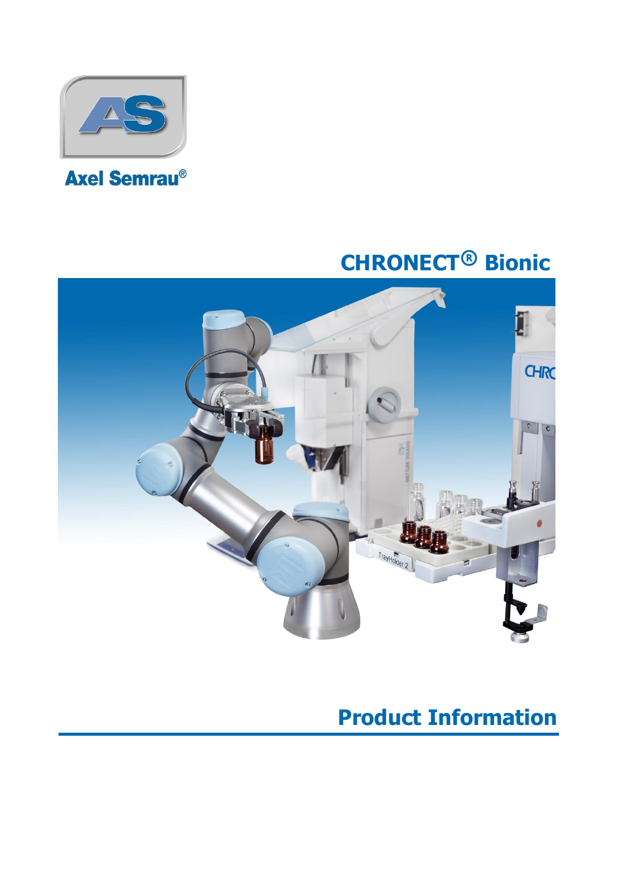Axel Semrau®

# CHRONECT® Bionic

# Product Information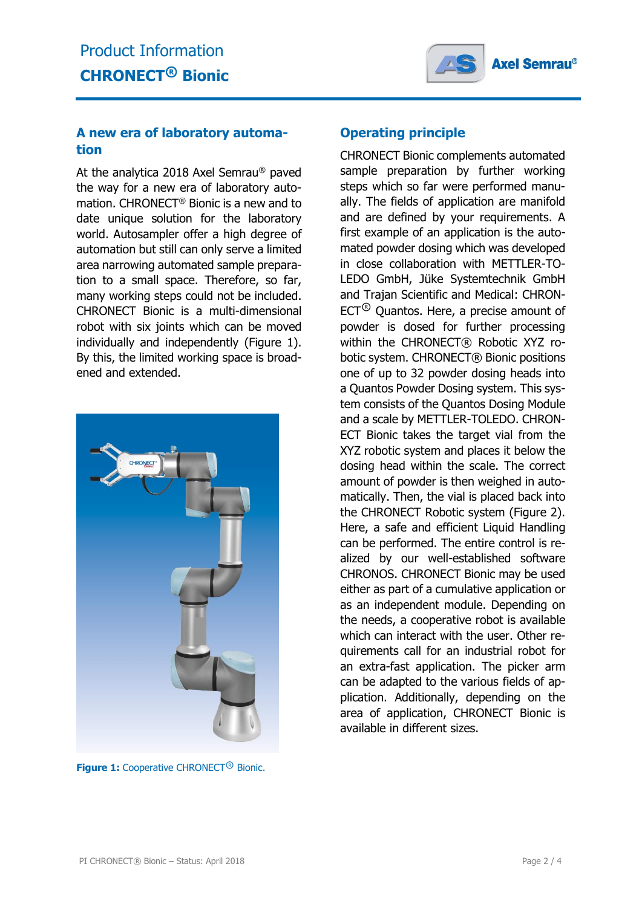## A new era of laboratory automation

At the analytica 2018 Axel Semrau® paved the way for a new era of laboratory automation. CHRONECT® Bionic is a new and to date unique solution for the laboratory world. Autosampler offer a high degree of automation but still can only serve a limited area narrowing automated sample preparation to a small space. Therefore, so far, many working steps could not be included. CHRONECT Bionic is a multi-dimensional robot with six joints which can be moved individually and independently (Figure 1). By this, the limited working space is broadened and extended.

**Figure 1:** Cooperative CHRONECT® Bionic.

## Operating principle

CHRONECT Bionic complements automated sample preparation by further working steps which so far were performed manually. The fields of application are manifold and are defined by your requirements. A first example of an application is the automated powder dosing which was developed in close collaboration with METTLER-TOLEDO GmbH, Jüke Systemtechnik GmbH and Trajan Scientific and Medical: CHRONECT® Quantos. Here, a precise amount of powder is dosed for further processing within the CHRONECT® Robotic XYZ robotic system. CHRONECT® Bionic positions one of up to 32 powder dosing heads into a Quantos Powder Dosing system. This system consists of the Quantos Dosing Module and a scale by METTLER-TOLEDO. CHRONECT Bionic takes the target vial from the XYZ robotic system and places it below the dosing head within the scale. The correct amount of powder is then weighed in automatically. Then, the vial is placed back into the CHRONECT Robotic system (Figure 2). Here, a safe and efficient Liquid Handling can be performed. The entire control is realized by our well-established software CHRONOS. CHRONECT Bionic may be used either as part of a cumulative application or as an independent module. Depending on the needs, a cooperative robot is available which can interact with the user. Other requirements call for an industrial robot for an extra-fast application. The picker arm can be adapted to the various fields of application. Additionally, depending on the area of application, CHRONECT Bionic is available in different sizes.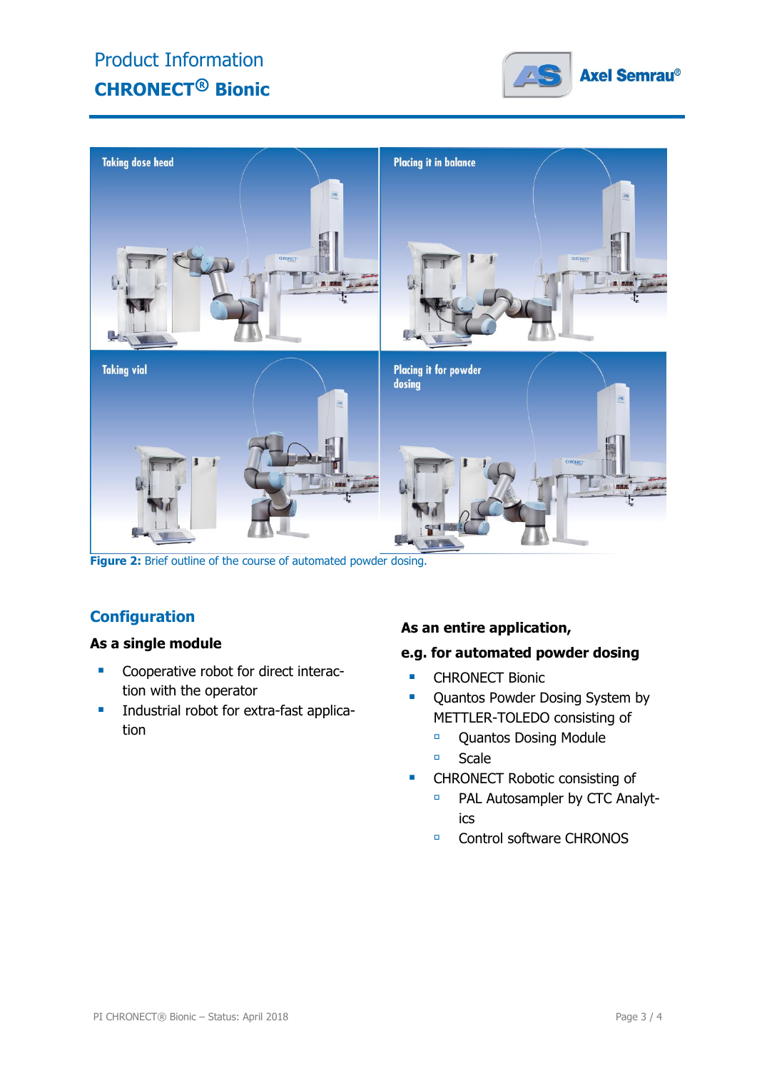Figure 2: Brief outline of the course of automated powder dosing.

## Configuration

### As a single module

- Cooperative robot for direct interaction with the operator
- Industrial robot for extra-fast application

### As an entire application, e.g. for automated powder dosing

- CHRONECT Bionic
- Quantos Powder Dosing System by METTLER-TOLEDO consisting of
  - Quantos Dosing Module
  - Scale
- CHRONECT Robotic consisting of
  - PAL Autosampler by CTC Analytics
  - Control software CHRONOS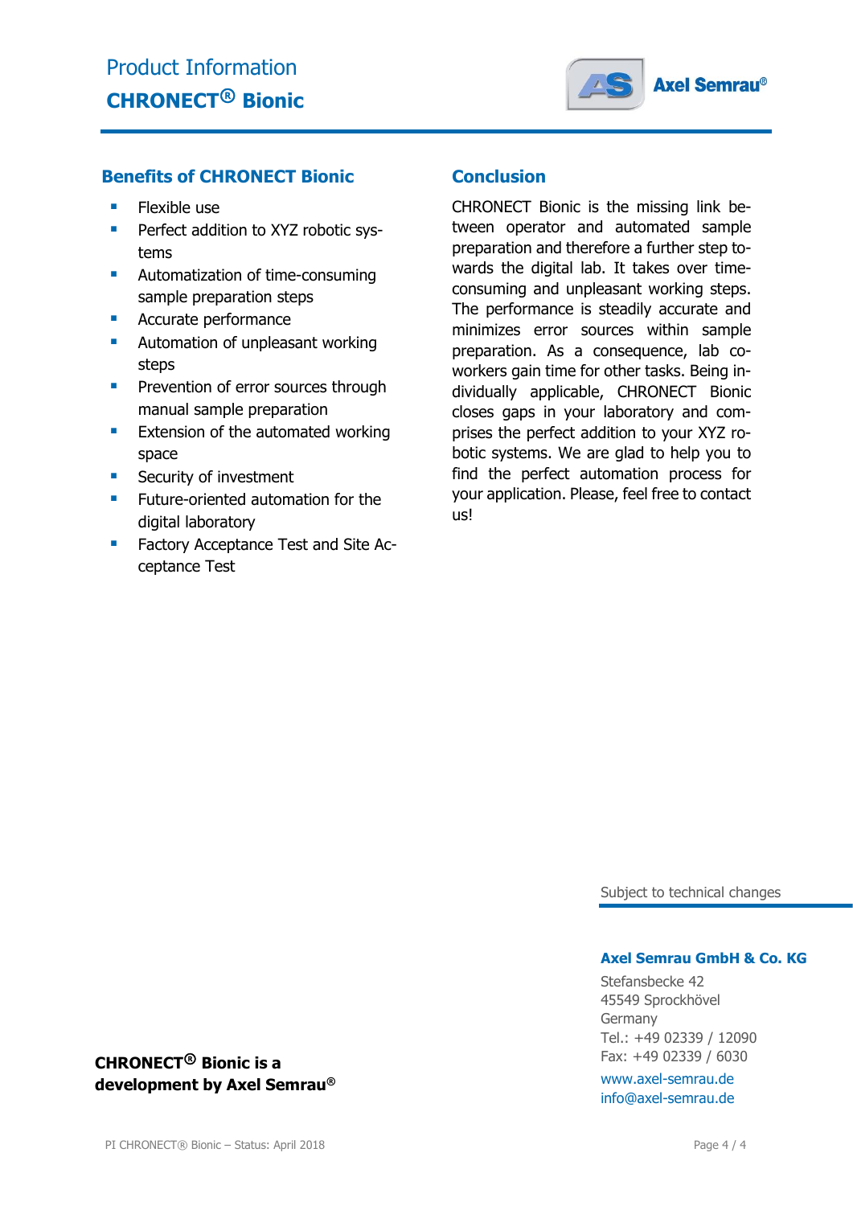## Benefits of CHRONECT Bionic

- Flexible use
- Perfect addition to XYZ robotic systems
- Automatization of time-consuming sample preparation steps
- Accurate performance
- Automation of unpleasant working steps
- Prevention of error sources through manual sample preparation
- Extension of the automated working space
- Security of investment
- Future-oriented automation for the digital laboratory
- Factory Acceptance Test and Site Acceptance Test

## Conclusion

CHRONECT Bionic is the missing link between operator and automated sample preparation and therefore a further step towards the digital lab. It takes over time-consuming and unpleasant working steps. The performance is steadily accurate and minimizes error sources within sample preparation. As a consequence, lab co-workers gain time for other tasks. Being individually applicable, CHRONECT Bionic closes gaps in your laboratory and comprises the perfect addition to your XYZ robotic systems. We are glad to help you to find the perfect automation process for your application. Please, feel free to contact us!

Subject to technical changes

**CHRONECT® Bionic is a development by Axel Semrau®**

**Axel Semrau GmbH & Co. KG**

Stefansbecke 42
45549 Sprockhövel
Germany
Tel.: +49 02339 / 12090
Fax: +49 02339 / 6030
www.axel-semrau.de
info@axel-semrau.de